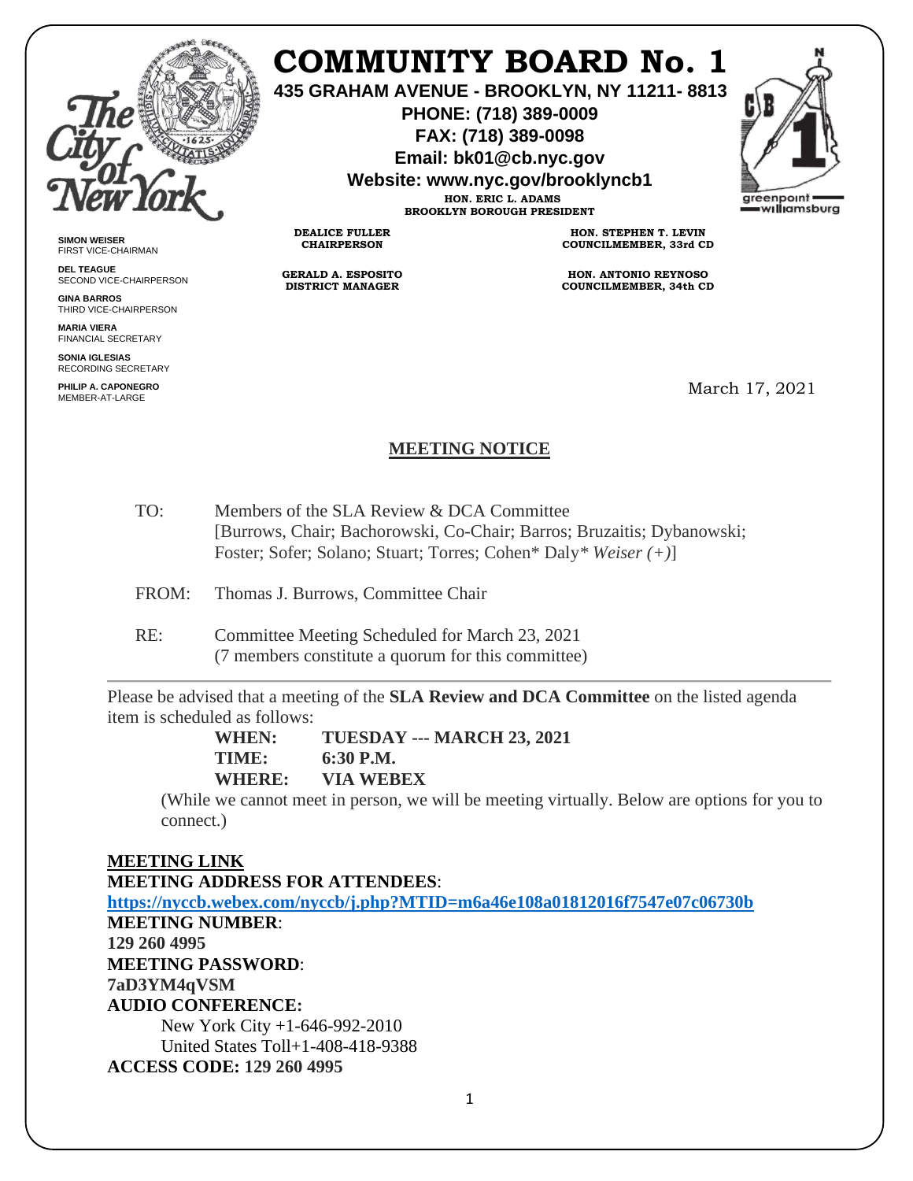# COMMUNITY BOARD No. 1

**435 GRAHAM AVENUE - BROOKLYN, NY 11211- 8813**
**PHONE: (718) 389-0009**
**FAX: (718) 389-0098**
**Email: bk01@cb.nyc.gov**
**Website: www.nyc.gov/brooklyncb1**

**HON. ERIC L. ADAMS**
**BROOKLYN BOROUGH PRESIDENT**

**DEALICE FULLER**
**CHAIRPERSON**

**HON. STEPHEN T. LEVIN**
**COUNCILMEMBER, 33rd CD**

**GERALD A. ESPOSITO**
**DISTRICT MANAGER**

**HON. ANTONIO REYNOSO**
**COUNCILMEMBER, 34th CD**

**SIMON WEISER**
FIRST VICE-CHAIRMAN

**DEL TEAGUE**
SECOND VICE-CHAIRPERSON

**GINA BARROS**
THIRD VICE-CHAIRPERSON

**MARIA VIERA**
FINANCIAL SECRETARY

**SONIA IGLESIAS**
RECORDING SECRETARY

**PHILIP A. CAPONEGRO**
MEMBER-AT-LARGE

March 17, 2021

## MEETING NOTICE

TO: Members of the SLA Review & DCA Committee
[Burrows, Chair; Bachorowski, Co-Chair; Barros; Bruzaitis; Dybanowski; Foster; Sofer; Solano; Stuart; Torres; Cohen* Daly* *Weiser (+)*]

FROM: Thomas J. Burrows, Committee Chair

RE: Committee Meeting Scheduled for March 23, 2021
(7 members constitute a quorum for this committee)

---

Please be advised that a meeting of the **SLA Review and DCA Committee** on the listed agenda item is scheduled as follows:

**WHEN: TUESDAY --- MARCH 23, 2021**
**TIME: 6:30 P.M.**
**WHERE: VIA WEBEX**

(While we cannot meet in person, we will be meeting virtually. Below are options for you to connect.)

**MEETING LINK**
**MEETING ADDRESS FOR ATTENDEES**:
**https://nyccb.webex.com/nyccb/j.php?MTID=m6a46e108a01812016f7547e07c06730b**
**MEETING NUMBER**:
**129 260 4995**
**MEETING PASSWORD**:
**7aD3YM4qVSM**
**AUDIO CONFERENCE:**
New York City +1-646-992-2010
United States Toll+1-408-418-9388
**ACCESS CODE: 129 260 4995**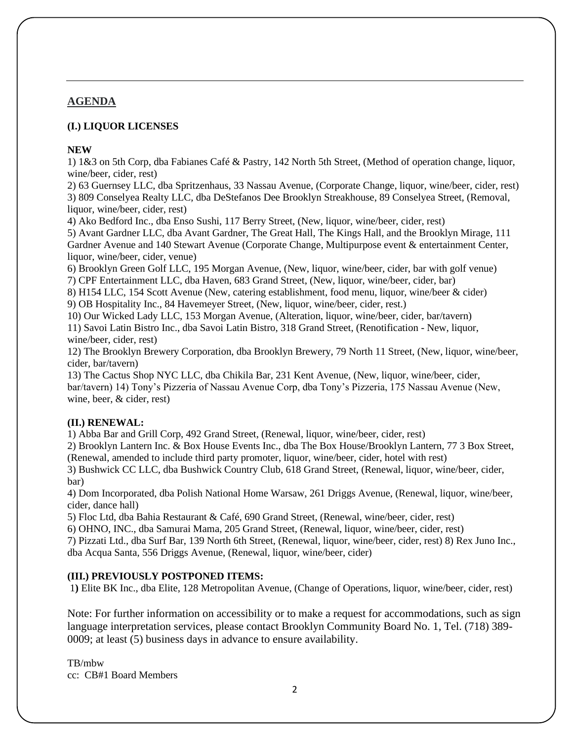## AGENDA

### (I.) LIQUOR LICENSES

**NEW**

1) 1&3 on 5th Corp, dba Fabianes Café & Pastry, 142 North 5th Street, (Method of operation change, liquor, wine/beer, cider, rest)
2) 63 Guernsey LLC, dba Spritzenhaus, 33 Nassau Avenue, (Corporate Change, liquor, wine/beer, cider, rest)
3) 809 Conselyea Realty LLC, dba DeStefanos Dee Brooklyn Streakhouse, 89 Conselyea Street, (Removal, liquor, wine/beer, cider, rest)
4) Ako Bedford Inc., dba Enso Sushi, 117 Berry Street, (New, liquor, wine/beer, cider, rest)
5) Avant Gardner LLC, dba Avant Gardner, The Great Hall, The Kings Hall, and the Brooklyn Mirage, 111 Gardner Avenue and 140 Stewart Avenue (Corporate Change, Multipurpose event & entertainment Center, liquor, wine/beer, cider, venue)
6) Brooklyn Green Golf LLC, 195 Morgan Avenue, (New, liquor, wine/beer, cider, bar with golf venue)
7) CPF Entertainment LLC, dba Haven, 683 Grand Street, (New, liquor, wine/beer, cider, bar)
8) H154 LLC, 154 Scott Avenue (New, catering establishment, food menu, liquor, wine/beer & cider)
9) OB Hospitality Inc., 84 Havemeyer Street, (New, liquor, wine/beer, cider, rest.)
10) Our Wicked Lady LLC, 153 Morgan Avenue, (Alteration, liquor, wine/beer, cider, bar/tavern)
11) Savoi Latin Bistro Inc., dba Savoi Latin Bistro, 318 Grand Street, (Renotification - New, liquor, wine/beer, cider, rest)
12) The Brooklyn Brewery Corporation, dba Brooklyn Brewery, 79 North 11 Street, (New, liquor, wine/beer, cider, bar/tavern)
13) The Cactus Shop NYC LLC, dba Chikila Bar, 231 Kent Avenue, (New, liquor, wine/beer, cider, bar/tavern)
14) Tony's Pizzeria of Nassau Avenue Corp, dba Tony's Pizzeria, 175 Nassau Avenue (New, wine, beer, & cider, rest)

### (II.) RENEWAL:

1) Abba Bar and Grill Corp, 492 Grand Street, (Renewal, liquor, wine/beer, cider, rest)
2) Brooklyn Lantern Inc. & Box House Events Inc., dba The Box House/Brooklyn Lantern, 77 3 Box Street, (Renewal, amended to include third party promoter, liquor, wine/beer, cider, hotel with rest)
3) Bushwick CC LLC, dba Bushwick Country Club, 618 Grand Street, (Renewal, liquor, wine/beer, cider, bar)
4) Dom Incorporated, dba Polish National Home Warsaw, 261 Driggs Avenue, (Renewal, liquor, wine/beer, cider, dance hall)
5) Floc Ltd, dba Bahia Restaurant & Café, 690 Grand Street, (Renewal, wine/beer, cider, rest)
6) OHNO, INC., dba Samurai Mama, 205 Grand Street, (Renewal, liquor, wine/beer, cider, rest)
7) Pizzati Ltd., dba Surf Bar, 139 North 6th Street, (Renewal, liquor, wine/beer, cider, rest)
8) Rex Juno Inc., dba Acqua Santa, 556 Driggs Avenue, (Renewal, liquor, wine/beer, cider)

### (III.) PREVIOUSLY POSTPONED ITEMS:

1) Elite BK Inc., dba Elite, 128 Metropolitan Avenue, (Change of Operations, liquor, wine/beer, cider, rest)

Note: For further information on accessibility or to make a request for accommodations, such as sign language interpretation services, please contact Brooklyn Community Board No. 1, Tel. (718) 389-0009; at least (5) business days in advance to ensure availability.

TB/mbw
cc: CB#1 Board Members